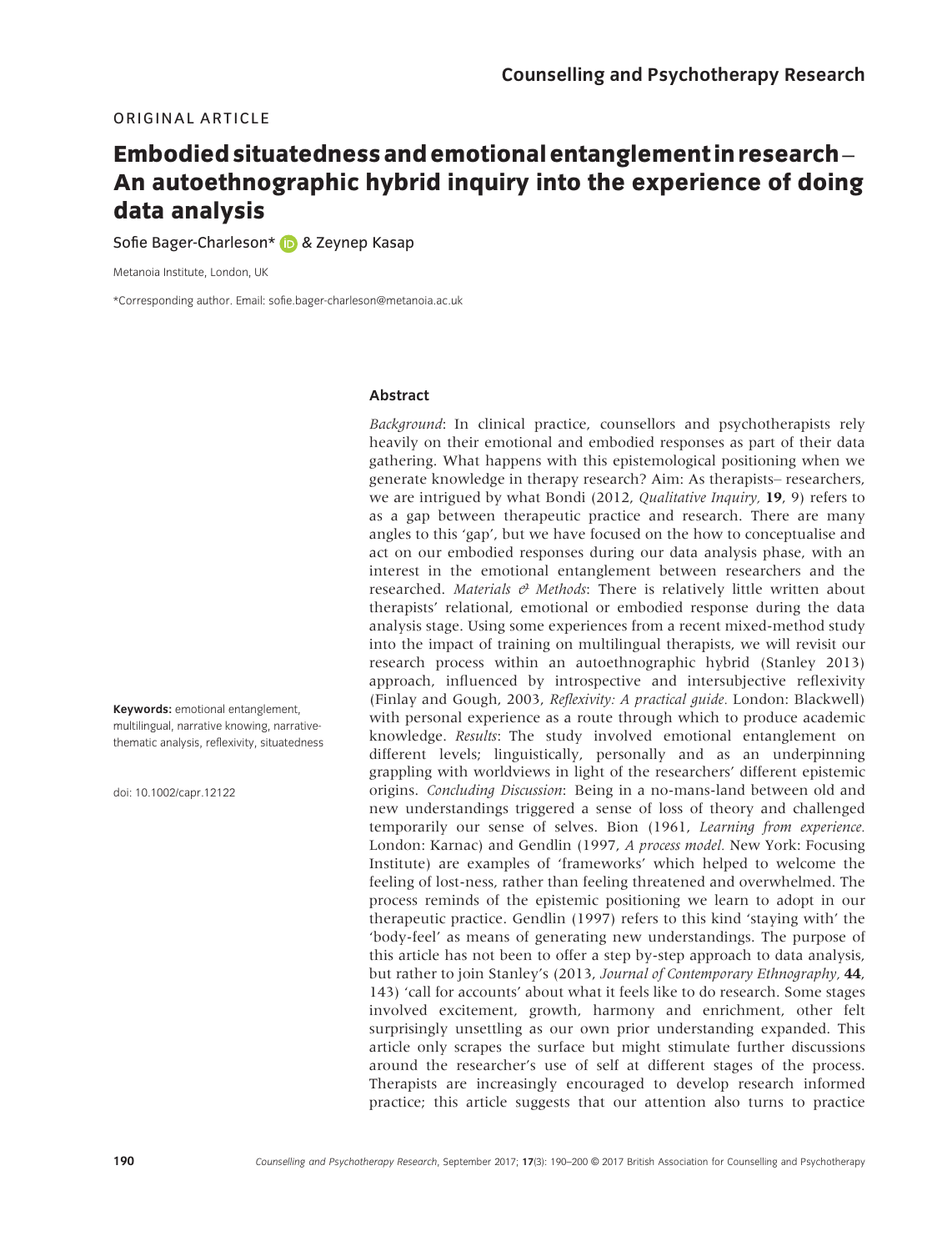ORIGINAL ARTICLE

# Embodied situatedness and emotional entanglement in research – An autoethnographic hybrid inquiry into the experience of doing data analysis

Sofie Bager-Charleson* & Zeynep Kasap

Metanoia Institute, London, UK

*Corresponding author. Email: sofie.bager-charleson@metanoia.ac.uk

**Keywords:** emotional entanglement, multilingual, narrative knowing, narrative-thematic analysis, reflexivity, situatedness

doi: 10.1002/capr.12122

## Abstract

*Background*: In clinical practice, counsellors and psychotherapists rely heavily on their emotional and embodied responses as part of their data gathering. What happens with this epistemological positioning when we generate knowledge in therapy research? Aim: As therapists– researchers, we are intrigued by what Bondi (2012, *Qualitative Inquiry,* **19**, 9) refers to as a gap between therapeutic practice and research. There are many angles to this 'gap', but we have focused on the how to conceptualise and act on our embodied responses during our data analysis phase, with an interest in the emotional entanglement between researchers and the researched. *Materials & Methods*: There is relatively little written about therapists' relational, emotional or embodied response during the data analysis stage. Using some experiences from a recent mixed-method study into the impact of training on multilingual therapists, we will revisit our research process within an autoethnographic hybrid (Stanley 2013) approach, influenced by introspective and intersubjective reflexivity (Finlay and Gough, 2003, *Reflexivity: A practical guide.* London: Blackwell) with personal experience as a route through which to produce academic knowledge. *Results*: The study involved emotional entanglement on different levels; linguistically, personally and as an underpinning grappling with worldviews in light of the researchers' different epistemic origins. *Concluding Discussion*: Being in a no-mans-land between old and new understandings triggered a sense of loss of theory and challenged temporarily our sense of selves. Bion (1961, *Learning from experience.* London: Karnac) and Gendlin (1997, *A process model.* New York: Focusing Institute) are examples of 'frameworks' which helped to welcome the feeling of lost-ness, rather than feeling threatened and overwhelmed. The process reminds of the epistemic positioning we learn to adopt in our therapeutic practice. Gendlin (1997) refers to this kind 'staying with' the 'body-feel' as means of generating new understandings. The purpose of this article has not been to offer a step by-step approach to data analysis, but rather to join Stanley's (2013, *Journal of Contemporary Ethnography,* **44**, 143) 'call for accounts' about what it feels like to do research. Some stages involved excitement, growth, harmony and enrichment, other felt surprisingly unsettling as our own prior understanding expanded. This article only scrapes the surface but might stimulate further discussions around the researcher's use of self at different stages of the process. Therapists are increasingly encouraged to develop research informed practice; this article suggests that our attention also turns to practice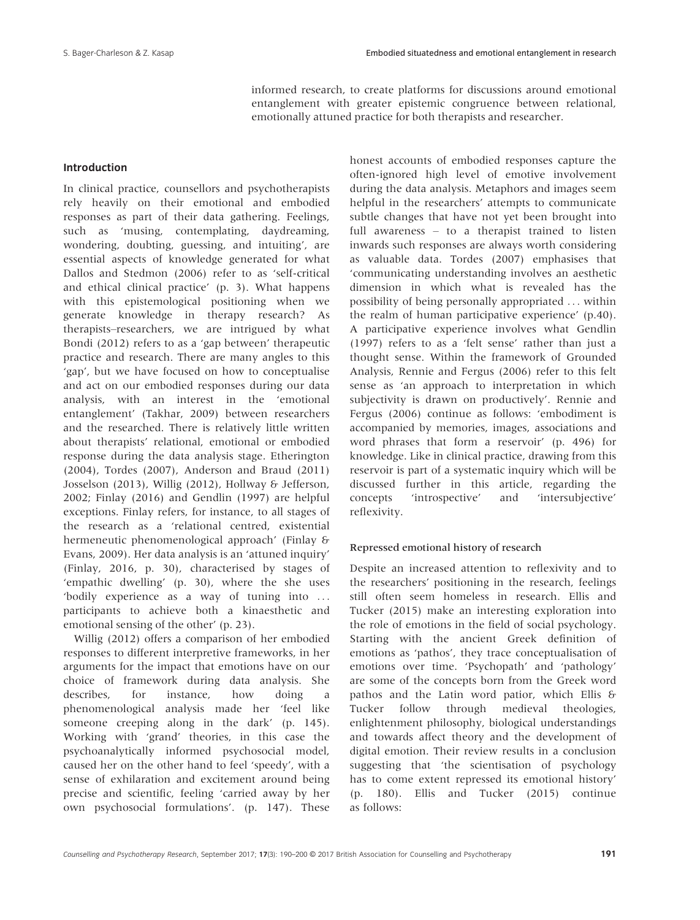informed research, to create platforms for discussions around emotional entanglement with greater epistemic congruence between relational, emotionally attuned practice for both therapists and researcher.

## Introduction

In clinical practice, counsellors and psychotherapists rely heavily on their emotional and embodied responses as part of their data gathering. Feelings, such as 'musing, contemplating, daydreaming, wondering, doubting, guessing, and intuiting', are essential aspects of knowledge generated for what Dallos and Stedmon (2006) refer to as 'self-critical and ethical clinical practice' (p. 3). What happens with this epistemological positioning when we generate knowledge in therapy research? As therapists–researchers, we are intrigued by what Bondi (2012) refers to as a 'gap between' therapeutic practice and research. There are many angles to this 'gap', but we have focused on how to conceptualise and act on our embodied responses during our data analysis, with an interest in the 'emotional entanglement' (Takhar, 2009) between researchers and the researched. There is relatively little written about therapists' relational, emotional or embodied response during the data analysis stage. Etherington (2004), Tordes (2007), Anderson and Braud (2011) Josselson (2013), Willig (2012), Hollway & Jefferson, 2002; Finlay (2016) and Gendlin (1997) are helpful exceptions. Finlay refers, for instance, to all stages of the research as a 'relational centred, existential hermeneutic phenomenological approach' (Finlay & Evans, 2009). Her data analysis is an 'attuned inquiry' (Finlay, 2016, p. 30), characterised by stages of 'empathic dwelling' (p. 30), where the she uses 'bodily experience as a way of tuning into ... participants to achieve both a kinaesthetic and emotional sensing of the other' (p. 23).

Willig (2012) offers a comparison of her embodied responses to different interpretive frameworks, in her arguments for the impact that emotions have on our choice of framework during data analysis. She describes, for instance, how doing a phenomenological analysis made her 'feel like someone creeping along in the dark' (p. 145). Working with 'grand' theories, in this case the psychoanalytically informed psychosocial model, caused her on the other hand to feel 'speedy', with a sense of exhilaration and excitement around being precise and scientific, feeling 'carried away by her own psychosocial formulations'. (p. 147). These honest accounts of embodied responses capture the often-ignored high level of emotive involvement during the data analysis. Metaphors and images seem helpful in the researchers' attempts to communicate subtle changes that have not yet been brought into full awareness – to a therapist trained to listen inwards such responses are always worth considering as valuable data. Tordes (2007) emphasises that 'communicating understanding involves an aesthetic dimension in which what is revealed has the possibility of being personally appropriated ... within the realm of human participative experience' (p.40). A participative experience involves what Gendlin (1997) refers to as a 'felt sense' rather than just a thought sense. Within the framework of Grounded Analysis, Rennie and Fergus (2006) refer to this felt sense as 'an approach to interpretation in which subjectivity is drawn on productively'. Rennie and Fergus (2006) continue as follows: 'embodiment is accompanied by memories, images, associations and word phrases that form a reservoir' (p. 496) for knowledge. Like in clinical practice, drawing from this reservoir is part of a systematic inquiry which will be discussed further in this article, regarding the concepts 'introspective' and 'intersubjective' reflexivity.

### Repressed emotional history of research

Despite an increased attention to reflexivity and to the researchers' positioning in the research, feelings still often seem homeless in research. Ellis and Tucker (2015) make an interesting exploration into the role of emotions in the field of social psychology. Starting with the ancient Greek definition of emotions as 'pathos', they trace conceptualisation of emotions over time. 'Psychopath' and 'pathology' are some of the concepts born from the Greek word pathos and the Latin word patior, which Ellis & Tucker follow through medieval theologies, enlightenment philosophy, biological understandings and towards affect theory and the development of digital emotion. Their review results in a conclusion suggesting that 'the scientisation of psychology has to come extent repressed its emotional history' (p. 180). Ellis and Tucker (2015) continue as follows: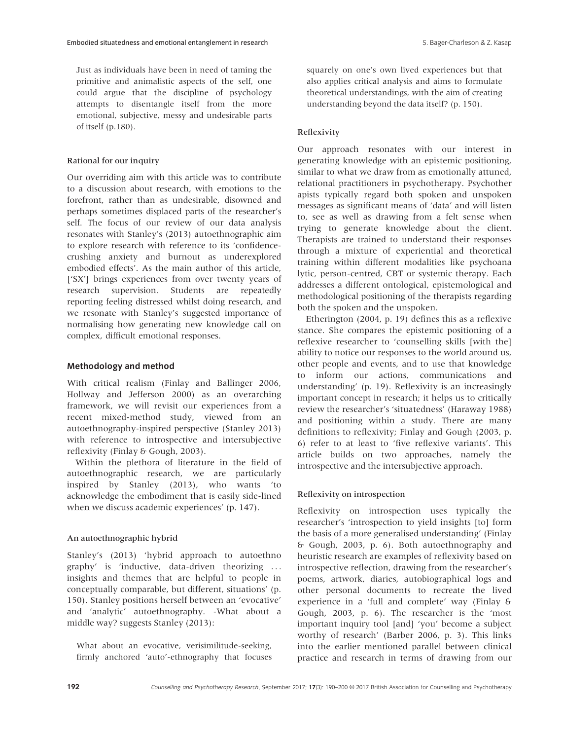Just as individuals have been in need of taming the primitive and animalistic aspects of the self, one could argue that the discipline of psychology attempts to disentangle itself from the more emotional, subjective, messy and undesirable parts of itself (p.180).

### Rational for our inquiry

Our overriding aim with this article was to contribute to a discussion about research, with emotions to the forefront, rather than as undesirable, disowned and perhaps sometimes displaced parts of the researcher's self. The focus of our review of our data analysis resonates with Stanley's (2013) autoethnographic aim to explore research with reference to its 'confidence-crushing anxiety and burnout as underexplored embodied effects'. As the main author of this article, ['SX'] brings experiences from over twenty years of research supervision. Students are repeatedly reporting feeling distressed whilst doing research, and we resonate with Stanley's suggested importance of normalising how generating new knowledge call on complex, difficult emotional responses.

## Methodology and method

With critical realism (Finlay and Ballinger 2006, Hollway and Jefferson 2000) as an overarching framework, we will revisit our experiences from a recent mixed-method study, viewed from an autoethnography-inspired perspective (Stanley 2013) with reference to introspective and intersubjective reflexivity (Finlay & Gough, 2003).

Within the plethora of literature in the field of autoethnographic research, we are particularly inspired by Stanley (2013), who wants 'to acknowledge the embodiment that is easily side-lined when we discuss academic experiences' (p. 147).

### An autoethnographic hybrid

Stanley's (2013) 'hybrid approach to autoethnography' is 'inductive, data-driven theorizing ... insights and themes that are helpful to people in conceptually comparable, but different, situations' (p. 150). Stanley positions herself between an 'evocative' and 'analytic' autoethnography. -What about a middle way? suggests Stanley (2013):

> What about an evocative, verisimilitude-seeking, firmly anchored 'auto'-ethnography that focuses squarely on one's own lived experiences but that also applies critical analysis and aims to formulate theoretical understandings, with the aim of creating understanding beyond the data itself? (p. 150).

### Reflexivity

Our approach resonates with our interest in generating knowledge with an epistemic positioning, similar to what we draw from as emotionally attuned, relational practitioners in psychotherapy. Psychotherapists typically regard both spoken and unspoken messages as significant means of 'data' and will listen to, see as well as drawing from a felt sense when trying to generate knowledge about the client. Therapists are trained to understand their responses through a mixture of experiential and theoretical training within different modalities like psychoanalytic, person-centred, CBT or systemic therapy. Each addresses a different ontological, epistemological and methodological positioning of the therapists regarding both the spoken and the unspoken.

Etherington (2004, p. 19) defines this as a reflexive stance. She compares the epistemic positioning of a reflexive researcher to 'counselling skills [with the] ability to notice our responses to the world around us, other people and events, and to use that knowledge to inform our actions, communications and understanding' (p. 19). Reflexivity is an increasingly important concept in research; it helps us to critically review the researcher's 'situatedness' (Haraway 1988) and positioning within a study. There are many definitions to reflexivity; Finlay and Gough (2003, p. 6) refer to at least to 'five reflexive variants'. This article builds on two approaches, namely the introspective and the intersubjective approach.

### Reflexivity on introspection

Reflexivity on introspection uses typically the researcher's 'introspection to yield insights [to] form the basis of a more generalised understanding' (Finlay & Gough, 2003, p. 6). Both autoethnography and heuristic research are examples of reflexivity based on introspective reflection, drawing from the researcher's poems, artwork, diaries, autobiographical logs and other personal documents to recreate the lived experience in a 'full and complete' way (Finlay & Gough, 2003, p. 6). The researcher is the 'most important inquiry tool [and] 'you' become a subject worthy of research' (Barber 2006, p. 3). This links into the earlier mentioned parallel between clinical practice and research in terms of drawing from our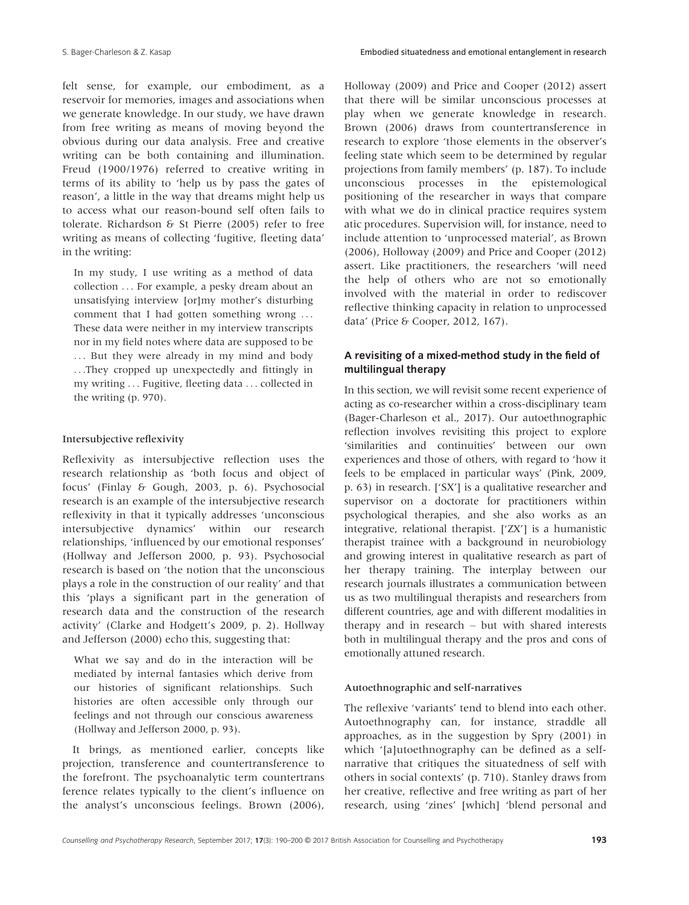felt sense, for example, our embodiment, as a reservoir for memories, images and associations when we generate knowledge. In our study, we have drawn from free writing as means of moving beyond the obvious during our data analysis. Free and creative writing can be both containing and illumination. Freud (1900/1976) referred to creative writing in terms of its ability to 'help us by pass the gates of reason', a little in the way that dreams might help us to access what our reason-bound self often fails to tolerate. Richardson & St Pierre (2005) refer to free writing as means of collecting 'fugitive, fleeting data' in the writing:

> In my study, I use writing as a method of data collection ... For example, a pesky dream about an unsatisfying interview [or]my mother's disturbing comment that I had gotten something wrong ... These data were neither in my interview transcripts nor in my field notes where data are supposed to be ... But they were already in my mind and body ...They cropped up unexpectedly and fittingly in my writing ... Fugitive, fleeting data ... collected in the writing (p. 970).

### Intersubjective reflexivity

Reflexivity as intersubjective reflection uses the research relationship as 'both focus and object of focus' (Finlay & Gough, 2003, p. 6). Psychosocial research is an example of the intersubjective research reflexivity in that it typically addresses 'unconscious intersubjective dynamics' within our research relationships, 'influenced by our emotional responses' (Hollway and Jefferson 2000, p. 93). Psychosocial research is based on 'the notion that the unconscious plays a role in the construction of our reality' and that this 'plays a significant part in the generation of research data and the construction of the research activity' (Clarke and Hodgett's 2009, p. 2). Hollway and Jefferson (2000) echo this, suggesting that:

> What we say and do in the interaction will be mediated by internal fantasies which derive from our histories of significant relationships. Such histories are often accessible only through our feelings and not through our conscious awareness (Hollway and Jefferson 2000, p. 93).

It brings, as mentioned earlier, concepts like projection, transference and countertransference to the forefront. The psychoanalytic term countertransference relates typically to the client's influence on the analyst's unconscious feelings. Brown (2006), Holloway (2009) and Price and Cooper (2012) assert that there will be similar unconscious processes at play when we generate knowledge in research. Brown (2006) draws from countertransference in research to explore 'those elements in the observer's feeling state which seem to be determined by regular projections from family members' (p. 187). To include unconscious processes in the epistemological positioning of the researcher in ways that compare with what we do in clinical practice requires systematic procedures. Supervision will, for instance, need to include attention to 'unprocessed material', as Brown (2006), Holloway (2009) and Price and Cooper (2012) assert. Like practitioners, the researchers 'will need the help of others who are not so emotionally involved with the material in order to rediscover reflective thinking capacity in relation to unprocessed data' (Price & Cooper, 2012, 167).

## A revisiting of a mixed-method study in the field of multilingual therapy

In this section, we will revisit some recent experience of acting as co-researcher within a cross-disciplinary team (Bager-Charleson et al., 2017). Our autoethnographic reflection involves revisiting this project to explore 'similarities and continuities' between our own experiences and those of others, with regard to 'how it feels to be emplaced in particular ways' (Pink, 2009, p. 63) in research. ['SX'] is a qualitative researcher and supervisor on a doctorate for practitioners within psychological therapies, and she also works as an integrative, relational therapist. ['ZX'] is a humanistic therapist trainee with a background in neurobiology and growing interest in qualitative research as part of her therapy training. The interplay between our research journals illustrates a communication between us as two multilingual therapists and researchers from different countries, age and with different modalities in therapy and in research – but with shared interests both in multilingual therapy and the pros and cons of emotionally attuned research.

### Autoethnographic and self-narratives

The reflexive 'variants' tend to blend into each other. Autoethnography can, for instance, straddle all approaches, as in the suggestion by Spry (2001) in which '[a]utoethnography can be defined as a self-narrative that critiques the situatedness of self with others in social contexts' (p. 710). Stanley draws from her creative, reflective and free writing as part of her research, using 'zines' [which] 'blend personal and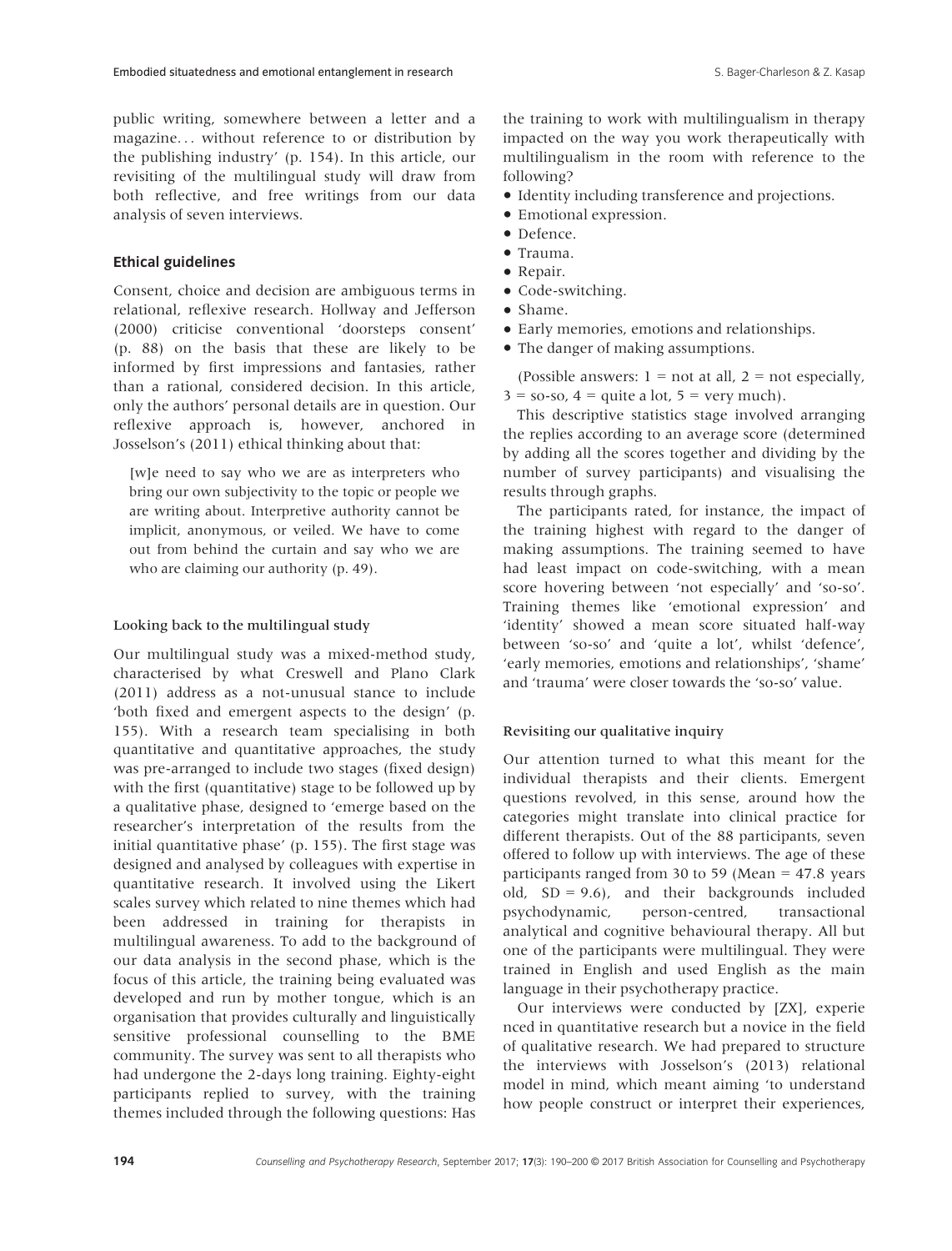public writing, somewhere between a letter and a magazine... without reference to or distribution by the publishing industry' (p. 154). In this article, our revisiting of the multilingual study will draw from both reflective, and free writings from our data analysis of seven interviews.

### Ethical guidelines

Consent, choice and decision are ambiguous terms in relational, reflexive research. Hollway and Jefferson (2000) criticise conventional 'doorsteps consent' (p. 88) on the basis that these are likely to be informed by first impressions and fantasies, rather than a rational, considered decision. In this article, only the authors' personal details are in question. Our reflexive approach is, however, anchored in Josselson's (2011) ethical thinking about that:

> [w]e need to say who we are as interpreters who bring our own subjectivity to the topic or people we are writing about. Interpretive authority cannot be implicit, anonymous, or veiled. We have to come out from behind the curtain and say who we are who are claiming our authority (p. 49).

#### Looking back to the multilingual study

Our multilingual study was a mixed-method study, characterised by what Creswell and Plano Clark (2011) address as a not-unusual stance to include 'both fixed and emergent aspects to the design' (p. 155). With a research team specialising in both quantitative and quantitative approaches, the study was pre-arranged to include two stages (fixed design) with the first (quantitative) stage to be followed up by a qualitative phase, designed to 'emerge based on the researcher's interpretation of the results from the initial quantitative phase' (p. 155). The first stage was designed and analysed by colleagues with expertise in quantitative research. It involved using the Likert scales survey which related to nine themes which had been addressed in training for therapists in multilingual awareness. To add to the background of our data analysis in the second phase, which is the focus of this article, the training being evaluated was developed and run by mother tongue, which is an organisation that provides culturally and linguistically sensitive professional counselling to the BME community. The survey was sent to all therapists who had undergone the 2-days long training. Eighty-eight participants replied to survey, with the training themes included through the following questions: Has the training to work with multilingualism in therapy impacted on the way you work therapeutically with multilingualism in the room with reference to the following?

- Identity including transference and projections.
- Emotional expression.
- Defence.
- Trauma.
- Repair.
- Code-switching.
- Shame.
- Early memories, emotions and relationships.
- The danger of making assumptions.

(Possible answers: 1 = not at all, 2 = not especially, 3 = so-so, 4 = quite a lot, 5 = very much).

This descriptive statistics stage involved arranging the replies according to an average score (determined by adding all the scores together and dividing by the number of survey participants) and visualising the results through graphs.

The participants rated, for instance, the impact of the training highest with regard to the danger of making assumptions. The training seemed to have had least impact on code-switching, with a mean score hovering between 'not especially' and 'so-so'. Training themes like 'emotional expression' and 'identity' showed a mean score situated half-way between 'so-so' and 'quite a lot', whilst 'defence', 'early memories, emotions and relationships', 'shame' and 'trauma' were closer towards the 'so-so' value.

#### Revisiting our qualitative inquiry

Our attention turned to what this meant for the individual therapists and their clients. Emergent questions revolved, in this sense, around how the categories might translate into clinical practice for different therapists. Out of the 88 participants, seven offered to follow up with interviews. The age of these participants ranged from 30 to 59 (Mean = 47.8 years old, SD = 9.6), and their backgrounds included psychodynamic, person-centred, transactional analytical and cognitive behavioural therapy. All but one of the participants were multilingual. They were trained in English and used English as the main language in their psychotherapy practice.

Our interviews were conducted by [ZX], experienced in quantitative research but a novice in the field of qualitative research. We had prepared to structure the interviews with Josselson's (2013) relational model in mind, which meant aiming 'to understand how people construct or interpret their experiences,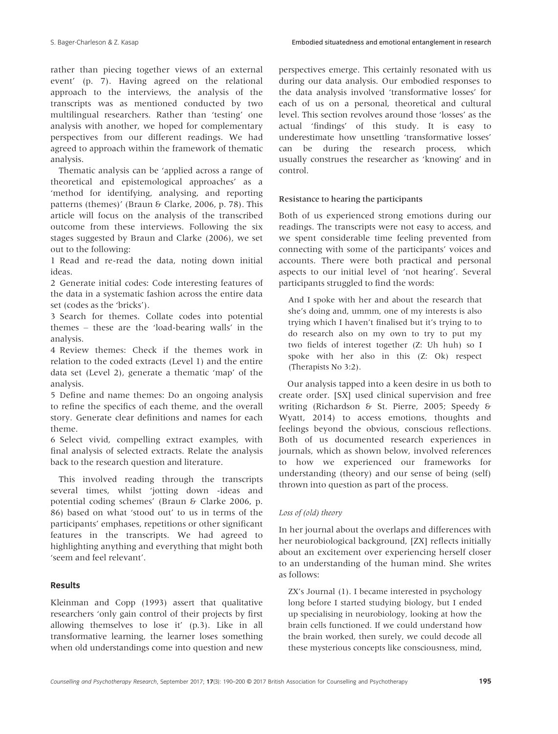rather than piecing together views of an external event' (p. 7). Having agreed on the relational approach to the interviews, the analysis of the transcripts was as mentioned conducted by two multilingual researchers. Rather than 'testing' one analysis with another, we hoped for complementary perspectives from our different readings. We had agreed to approach within the framework of thematic analysis.

Thematic analysis can be 'applied across a range of theoretical and epistemological approaches' as a 'method for identifying, analysing, and reporting patterns (themes)' (Braun & Clarke, 2006, p. 78). This article will focus on the analysis of the transcribed outcome from these interviews. Following the six stages suggested by Braun and Clarke (2006), we set out to the following:

1 Read and re-read the data, noting down initial ideas.

2 Generate initial codes: Code interesting features of the data in a systematic fashion across the entire data set (codes as the 'bricks').

3 Search for themes. Collate codes into potential themes – these are the 'load-bearing walls' in the analysis.

4 Review themes: Check if the themes work in relation to the coded extracts (Level 1) and the entire data set (Level 2), generate a thematic 'map' of the analysis.

5 Define and name themes: Do an ongoing analysis to refine the specifics of each theme, and the overall story. Generate clear definitions and names for each theme.

6 Select vivid, compelling extract examples, with final analysis of selected extracts. Relate the analysis back to the research question and literature.

This involved reading through the transcripts several times, whilst 'jotting down -ideas and potential coding schemes' (Braun & Clarke 2006, p. 86) based on what 'stood out' to us in terms of the participants' emphases, repetitions or other significant features in the transcripts. We had agreed to highlighting anything and everything that might both 'seem and feel relevant'.

## Results

Kleinman and Copp (1993) assert that qualitative researchers 'only gain control of their projects by first allowing themselves to lose it' (p.3). Like in all transformative learning, the learner loses something when old understandings come into question and new perspectives emerge. This certainly resonated with us during our data analysis. Our embodied responses to the data analysis involved 'transformative losses' for each of us on a personal, theoretical and cultural level. This section revolves around those 'losses' as the actual 'findings' of this study. It is easy to underestimate how unsettling 'transformative losses' can be during the research process, which usually construes the researcher as 'knowing' and in control.

### Resistance to hearing the participants

Both of us experienced strong emotions during our readings. The transcripts were not easy to access, and we spent considerable time feeling prevented from connecting with some of the participants' voices and accounts. There were both practical and personal aspects to our initial level of 'not hearing'. Several participants struggled to find the words:

> And I spoke with her and about the research that she's doing and, ummm, one of my interests is also trying which I haven't finalised but it's trying to to do research also on my own to try to put my two fields of interest together (Z: Uh huh) so I spoke with her also in this (Z: Ok) respect (Therapists No 3:2).

Our analysis tapped into a keen desire in us both to create order. [SX] used clinical supervision and free writing (Richardson & St. Pierre, 2005; Speedy & Wyatt, 2014) to access emotions, thoughts and feelings beyond the obvious, conscious reflections. Both of us documented research experiences in journals, which as shown below, involved references to how we experienced our frameworks for understanding (theory) and our sense of being (self) thrown into question as part of the process.

#### *Loss of (old) theory*

In her journal about the overlaps and differences with her neurobiological background, [ZX] reflects initially about an excitement over experiencing herself closer to an understanding of the human mind. She writes as follows:

> ZX's Journal (1). I became interested in psychology long before I started studying biology, but I ended up specialising in neurobiology, looking at how the brain cells functioned. If we could understand how the brain worked, then surely, we could decode all these mysterious concepts like consciousness, mind,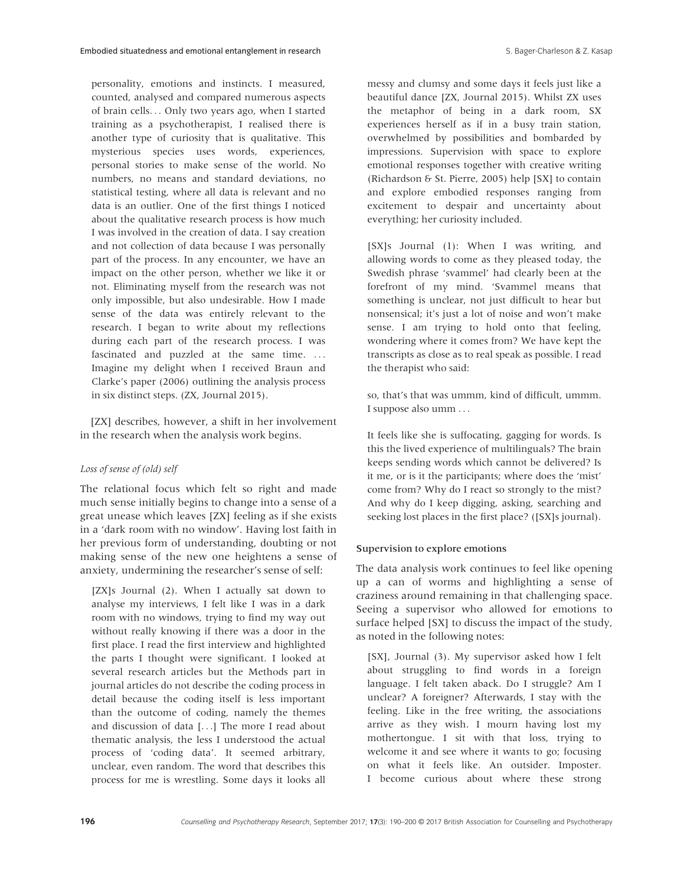personality, emotions and instincts. I measured, counted, analysed and compared numerous aspects of brain cells… Only two years ago, when I started training as a psychotherapist, I realised there is another type of curiosity that is qualitative. This mysterious species uses words, experiences, personal stories to make sense of the world. No numbers, no means and standard deviations, no statistical testing, where all data is relevant and no data is an outlier. One of the first things I noticed about the qualitative research process is how much I was involved in the creation of data. I say creation and not collection of data because I was personally part of the process. In any encounter, we have an impact on the other person, whether we like it or not. Eliminating myself from the research was not only impossible, but also undesirable. How I made sense of the data was entirely relevant to the research. I began to write about my reflections during each part of the research process. I was fascinated and puzzled at the same time. … Imagine my delight when I received Braun and Clarke's paper (2006) outlining the analysis process in six distinct steps. (ZX, Journal 2015).

[ZX] describes, however, a shift in her involvement in the research when the analysis work begins.

### *Loss of sense of (old) self*

The relational focus which felt so right and made much sense initially begins to change into a sense of a great unease which leaves [ZX] feeling as if she exists in a 'dark room with no window'. Having lost faith in her previous form of understanding, doubting or not making sense of the new one heightens a sense of anxiety, undermining the researcher's sense of self:

> [ZX]s Journal (2). When I actually sat down to analyse my interviews, I felt like I was in a dark room with no windows, trying to find my way out without really knowing if there was a door in the first place. I read the first interview and highlighted the parts I thought were significant. I looked at several research articles but the Methods part in journal articles do not describe the coding process in detail because the coding itself is less important than the outcome of coding, namely the themes and discussion of data […] The more I read about thematic analysis, the less I understood the actual process of 'coding data'. It seemed arbitrary, unclear, even random. The word that describes this process for me is wrestling. Some days it looks all messy and clumsy and some days it feels just like a beautiful dance [ZX, Journal 2015).

Whilst ZX uses the metaphor of being in a dark room, SX experiences herself as if in a busy train station, overwhelmed by possibilities and bombarded by impressions. Supervision with space to explore emotional responses together with creative writing (Richardson & St. Pierre, 2005) help [SX] to contain and explore embodied responses ranging from excitement to despair and uncertainty about everything; her curiosity included.

> [SX]s Journal (1): When I was writing, and allowing words to come as they pleased today, the Swedish phrase 'svammel' had clearly been at the forefront of my mind. 'Svammel means that something is unclear, not just difficult to hear but nonsensical; it's just a lot of noise and won't make sense. I am trying to hold onto that feeling, wondering where it comes from? We have kept the transcripts as close as to real speak as possible. I read the therapist who said:
>
> so, that's that was ummm, kind of difficult, ummm. I suppose also umm …
>
> It feels like she is suffocating, gagging for words. Is this the lived experience of multilinguals? The brain keeps sending words which cannot be delivered? Is it me, or is it the participants; where does the 'mist' come from? Why do I react so strongly to the mist? And why do I keep digging, asking, searching and seeking lost places in the first place? ([SX]s journal).

### Supervision to explore emotions

The data analysis work continues to feel like opening up a can of worms and highlighting a sense of craziness around remaining in that challenging space. Seeing a supervisor who allowed for emotions to surface helped [SX] to discuss the impact of the study, as noted in the following notes:

> [SX], Journal (3). My supervisor asked how I felt about struggling to find words in a foreign language. I felt taken aback. Do I struggle? Am I unclear? A foreigner? Afterwards, I stay with the feeling. Like in the free writing, the associations arrive as they wish. I mourn having lost my mothertongue. I sit with that loss, trying to welcome it and see where it wants to go; focusing on what it feels like. An outsider. Imposter. I become curious about where these strong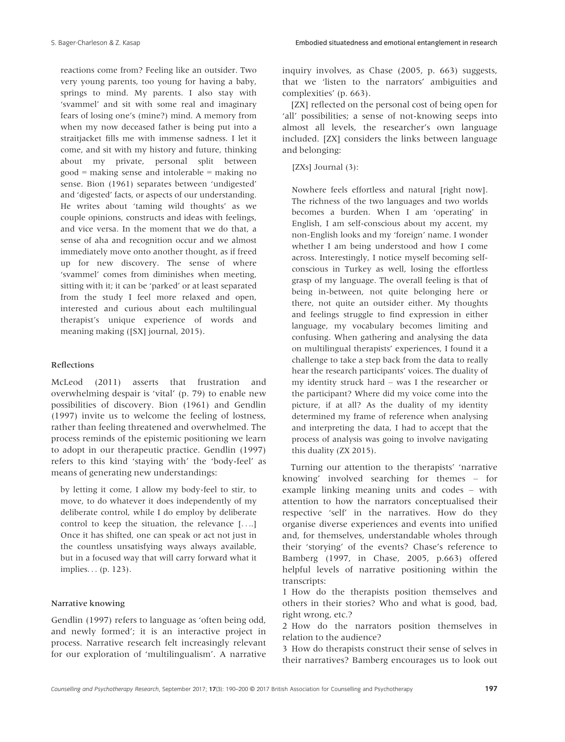reactions come from? Feeling like an outsider. Two very young parents, too young for having a baby, springs to mind. My parents. I also stay with 'svammel' and sit with some real and imaginary fears of losing one's (mine?) mind. A memory from when my now deceased father is being put into a straitjacket fills me with immense sadness. I let it come, and sit with my history and future, thinking about my private, personal split between good = making sense and intolerable = making no sense. Bion (1961) separates between 'undigested' and 'digested' facts, or aspects of our understanding. He writes about 'taming wild thoughts' as we couple opinions, constructs and ideas with feelings, and vice versa. In the moment that we do that, a sense of aha and recognition occur and we almost immediately move onto another thought, as if freed up for new discovery. The sense of where 'svammel' comes from diminishes when meeting, sitting with it; it can be 'parked' or at least separated from the study I feel more relaxed and open, interested and curious about each multilingual therapist's unique experience of words and meaning making ([SX] journal, 2015).

### Reflections

McLeod (2011) asserts that frustration and overwhelming despair is 'vital' (p. 79) to enable new possibilities of discovery. Bion (1961) and Gendlin (1997) invite us to welcome the feeling of lostness, rather than feeling threatened and overwhelmed. The process reminds of the epistemic positioning we learn to adopt in our therapeutic practice. Gendlin (1997) refers to this kind 'staying with' the 'body-feel' as means of generating new understandings:

> by letting it come, I allow my body-feel to stir, to move, to do whatever it does independently of my deliberate control, while I do employ by deliberate control to keep the situation, the relevance [....] Once it has shifted, one can speak or act not just in the countless unsatisfying ways always available, but in a focused way that will carry forward what it implies... (p. 123).

### Narrative knowing

Gendlin (1997) refers to language as 'often being odd, and newly formed'; it is an interactive project in process. Narrative research felt increasingly relevant for our exploration of 'multilingualism'. A narrative inquiry involves, as Chase (2005, p. 663) suggests, that we 'listen to the narrators' ambiguities and complexities' (p. 663).

[ZX] reflected on the personal cost of being open for 'all' possibilities; a sense of not-knowing seeps into almost all levels, the researcher's own language included. [ZX] considers the links between language and belonging:

> [ZXs] Journal (3):
>
> Nowhere feels effortless and natural [right now]. The richness of the two languages and two worlds becomes a burden. When I am 'operating' in English, I am self-conscious about my accent, my non-English looks and my 'foreign' name. I wonder whether I am being understood and how I come across. Interestingly, I notice myself becoming self-conscious in Turkey as well, losing the effortless grasp of my language. The overall feeling is that of being in-between, not quite belonging here or there, not quite an outsider either. My thoughts and feelings struggle to find expression in either language, my vocabulary becomes limiting and confusing. When gathering and analysing the data on multilingual therapists' experiences, I found it a challenge to take a step back from the data to really hear the research participants' voices. The duality of my identity struck hard – was I the researcher or the participant? Where did my voice come into the picture, if at all? As the duality of my identity determined my frame of reference when analysing and interpreting the data, I had to accept that the process of analysis was going to involve navigating this duality (ZX 2015).

Turning our attention to the therapists' 'narrative knowing' involved searching for themes – for example linking meaning units and codes – with attention to how the narrators conceptualised their respective 'self' in the narratives. How do they organise diverse experiences and events into unified and, for themselves, understandable wholes through their 'storying' of the events? Chase's reference to Bamberg (1997, in Chase, 2005, p.663) offered helpful levels of narrative positioning within the transcripts:

1 How do the therapists position themselves and others in their stories? Who and what is good, bad, right wrong, etc.?

2 How do the narrators position themselves in relation to the audience?

3 How do therapists construct their sense of selves in their narratives? Bamberg encourages us to look out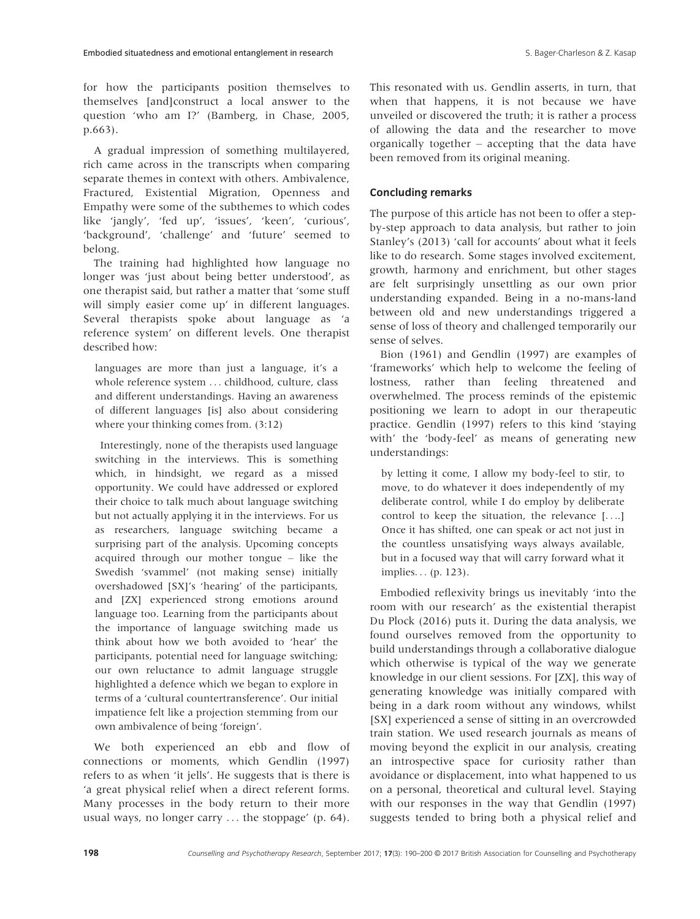for how the participants position themselves to themselves [and]construct a local answer to the question 'who am I?' (Bamberg, in Chase, 2005, p.663).

A gradual impression of something multilayered, rich came across in the transcripts when comparing separate themes in context with others. Ambivalence, Fractured, Existential Migration, Openness and Empathy were some of the subthemes to which codes like 'jangly', 'fed up', 'issues', 'keen', 'curious', 'background', 'challenge' and 'future' seemed to belong.

The training had highlighted how language no longer was 'just about being better understood', as one therapist said, but rather a matter that 'some stuff will simply easier come up' in different languages. Several therapists spoke about language as 'a reference system' on different levels. One therapist described how:

> languages are more than just a language, it's a whole reference system ... childhood, culture, class and different understandings. Having an awareness of different languages [is] also about considering where your thinking comes from. (3:12)

Interestingly, none of the therapists used language switching in the interviews. This is something which, in hindsight, we regard as a missed opportunity. We could have addressed or explored their choice to talk much about language switching but not actually applying it in the interviews. For us as researchers, language switching became a surprising part of the analysis. Upcoming concepts acquired through our mother tongue – like the Swedish 'svammel' (not making sense) initially overshadowed [SX]'s 'hearing' of the participants, and [ZX] experienced strong emotions around language too. Learning from the participants about the importance of language switching made us think about how we both avoided to 'hear' the participants, potential need for language switching; our own reluctance to admit language struggle highlighted a defence which we began to explore in terms of a 'cultural countertransference'. Our initial impatience felt like a projection stemming from our own ambivalence of being 'foreign'.

We both experienced an ebb and flow of connections or moments, which Gendlin (1997) refers to as when 'it jells'. He suggests that is there is 'a great physical relief when a direct referent forms. Many processes in the body return to their more usual ways, no longer carry ... the stoppage' (p. 64). This resonated with us. Gendlin asserts, in turn, that when that happens, it is not because we have unveiled or discovered the truth; it is rather a process of allowing the data and the researcher to move organically together – accepting that the data have been removed from its original meaning.

## Concluding remarks

The purpose of this article has not been to offer a step-by-step approach to data analysis, but rather to join Stanley's (2013) 'call for accounts' about what it feels like to do research. Some stages involved excitement, growth, harmony and enrichment, but other stages are felt surprisingly unsettling as our own prior understanding expanded. Being in a no-mans-land between old and new understandings triggered a sense of loss of theory and challenged temporarily our sense of selves.

Bion (1961) and Gendlin (1997) are examples of 'frameworks' which help to welcome the feeling of lostness, rather than feeling threatened and overwhelmed. The process reminds of the epistemic positioning we learn to adopt in our therapeutic practice. Gendlin (1997) refers to this kind 'staying with' the 'body-feel' as means of generating new understandings:

> by letting it come, I allow my body-feel to stir, to move, to do whatever it does independently of my deliberate control, while I do employ by deliberate control to keep the situation, the relevance [....] Once it has shifted, one can speak or act not just in the countless unsatisfying ways always available, but in a focused way that will carry forward what it implies... (p. 123).

Embodied reflexivity brings us inevitably 'into the room with our research' as the existential therapist Du Plock (2016) puts it. During the data analysis, we found ourselves removed from the opportunity to build understandings through a collaborative dialogue which otherwise is typical of the way we generate knowledge in our client sessions. For [ZX], this way of generating knowledge was initially compared with being in a dark room without any windows, whilst [SX] experienced a sense of sitting in an overcrowded train station. We used research journals as means of moving beyond the explicit in our analysis, creating an introspective space for curiosity rather than avoidance or displacement, into what happened to us on a personal, theoretical and cultural level. Staying with our responses in the way that Gendlin (1997) suggests tended to bring both a physical relief and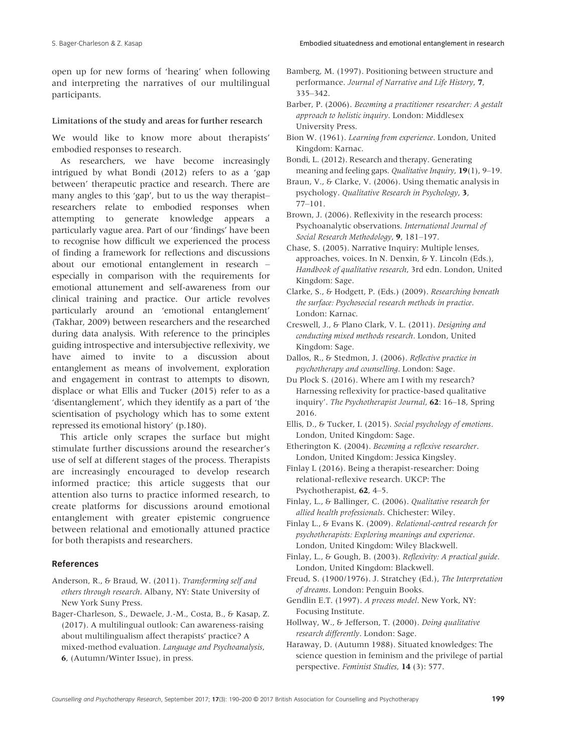open up for new forms of 'hearing' when following and interpreting the narratives of our multilingual participants.

### Limitations of the study and areas for further research

We would like to know more about therapists' embodied responses to research.

As researchers, we have become increasingly intrigued by what Bondi (2012) refers to as a 'gap between' therapeutic practice and research. There are many angles to this 'gap', but to us the way therapist–researchers relate to embodied responses when attempting to generate knowledge appears a particularly vague area. Part of our 'findings' have been to recognise how difficult we experienced the process of finding a framework for reflections and discussions about our emotional entanglement in research – especially in comparison with the requirements for emotional attunement and self-awareness from our clinical training and practice. Our article revolves particularly around an 'emotional entanglement' (Takhar, 2009) between researchers and the researched during data analysis. With reference to the principles guiding introspective and intersubjective reflexivity, we have aimed to invite to a discussion about entanglement as means of involvement, exploration and engagement in contrast to attempts to disown, displace or what Ellis and Tucker (2015) refer to as a 'disentanglement', which they identify as a part of 'the scientisation of psychology which has to some extent repressed its emotional history' (p.180).

This article only scrapes the surface but might stimulate further discussions around the researcher's use of self at different stages of the process. Therapists are increasingly encouraged to develop research informed practice; this article suggests that our attention also turns to practice informed research, to create platforms for discussions around emotional entanglement with greater epistemic congruence between relational and emotionally attuned practice for both therapists and researchers.

## References

Anderson, R., & Braud, W. (2011). *Transforming self and others through research*. Albany, NY: State University of New York Suny Press.

Bager-Charleson, S., Dewaele, J.-M., Costa, B., & Kasap, Z. (2017). A multilingual outlook: Can awareness-raising about multilingualism affect therapists' practice? A mixed-method evaluation. *Language and Psychoanalysis*, **6**, (Autumn/Winter Issue), in press.

Bamberg, M. (1997). Positioning between structure and performance. *Journal of Narrative and Life History*, **7**, 335–342.

Barber, P. (2006). *Becoming a practitioner researcher: A gestalt approach to holistic inquiry*. London: Middlesex University Press.

Bion W. (1961). *Learning from experience*. London, United Kingdom: Karnac.

Bondi, L. (2012). Research and therapy. Generating meaning and feeling gaps. *Qualitative Inquiry*, **19**(1), 9–19.

Braun, V., & Clarke, V. (2006). Using thematic analysis in psychology. *Qualitative Research in Psychology*, **3**, 77–101.

Brown, J. (2006). Reflexivity in the research process: Psychoanalytic observations. *International Journal of Social Research Methodology*, **9**, 181–197.

Chase, S. (2005). Narrative Inquiry: Multiple lenses, approaches, voices. In N. Denxin, & Y. Lincoln (Eds.), *Handbook of qualitative research*, 3rd edn. London, United Kingdom: Sage.

Clarke, S., & Hodgett, P. (Eds.) (2009). *Researching beneath the surface: Psychosocial research methods in practice*. London: Karnac.

Creswell, J., & Plano Clark, V. L. (2011). *Designing and conducting mixed methods research*. London, United Kingdom: Sage.

Dallos, R., & Stedmon, J. (2006). *Reflective practice in psychotherapy and counselling*. London: Sage.

Du Plock S. (2016). Where am I with my research? Harnessing reflexivity for practice-based qualitative inquiry'. *The Psychotherapist Journal*, **62**: 16–18, Spring 2016.

Ellis, D., & Tucker, I. (2015). *Social psychology of emotions*. London, United Kingdom: Sage.

Etherington K. (2004). *Becoming a reflexive researcher*. London, United Kingdom: Jessica Kingsley.

Finlay L (2016). Being a therapist-researcher: Doing relational-reflexive research. UKCP: The Psychotherapist, **62**, 4–5.

Finlay, L., & Ballinger, C. (2006). *Qualitative research for allied health professionals*. Chichester: Wiley.

Finlay L., & Evans K. (2009). *Relational-centred research for psychotherapists: Exploring meanings and experience*. London, United Kingdom: Wiley Blackwell.

Finlay, L., & Gough, B. (2003). *Reflexivity: A practical guide*. London, United Kingdom: Blackwell.

Freud, S. (1900/1976). J. Stratchey (Ed.), *The Interpretation of dreams*. London: Penguin Books.

Gendlin E.T. (1997). *A process model*. New York, NY: Focusing Institute.

Hollway, W., & Jefferson, T. (2000). *Doing qualitative research differently*. London: Sage.

Haraway, D. (Autumn 1988). Situated knowledges: The science question in feminism and the privilege of partial perspective. *Feminist Studies*, **14** (3): 577.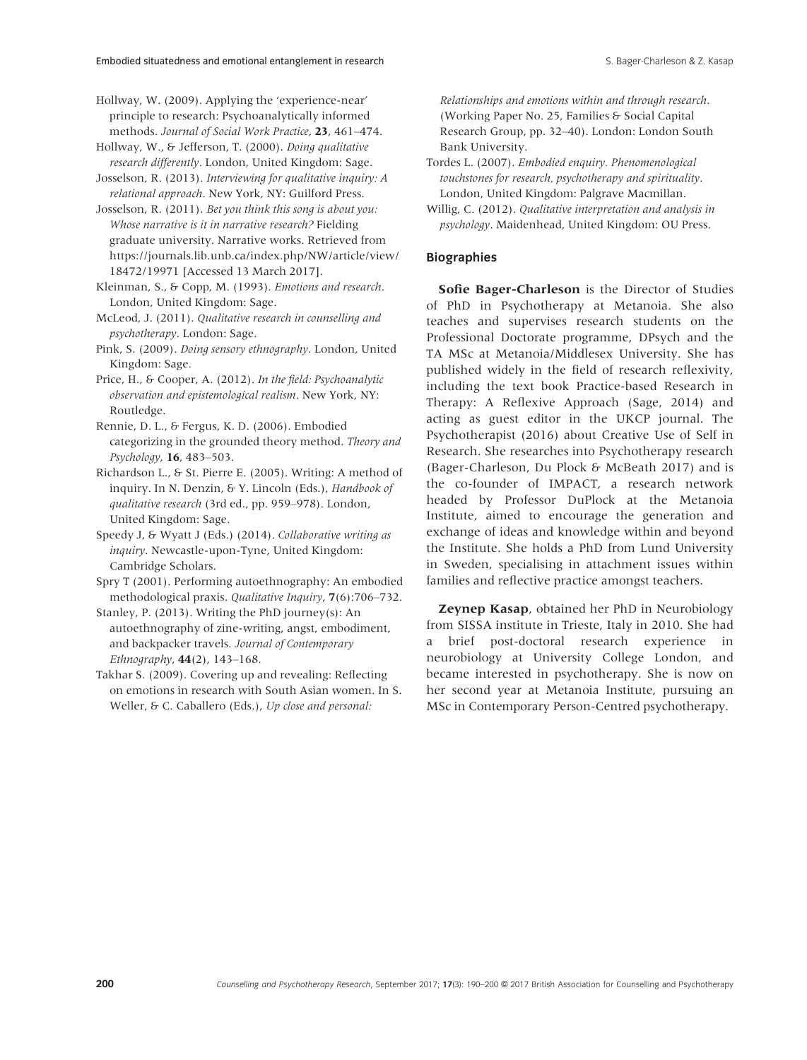Hollway, W. (2009). Applying the 'experience-near' principle to research: Psychoanalytically informed methods. *Journal of Social Work Practice*, **23**, 461–474.

Hollway, W., & Jefferson, T. (2000). *Doing qualitative research differently*. London, United Kingdom: Sage.

Josselson, R. (2013). *Interviewing for qualitative inquiry: A relational approach*. New York, NY: Guilford Press.

Josselson, R. (2011). *Bet you think this song is about you: Whose narrative is it in narrative research?* Fielding graduate university. Narrative works. Retrieved from https://journals.lib.unb.ca/index.php/NW/article/view/18472/19971 [Accessed 13 March 2017].

Kleinman, S., & Copp, M. (1993). *Emotions and research*. London, United Kingdom: Sage.

McLeod, J. (2011). *Qualitative research in counselling and psychotherapy*. London: Sage.

Pink, S. (2009). *Doing sensory ethnography*. London, United Kingdom: Sage.

Price, H., & Cooper, A. (2012). *In the field: Psychoanalytic observation and epistemological realism*. New York, NY: Routledge.

Rennie, D. L., & Fergus, K. D. (2006). Embodied categorizing in the grounded theory method. *Theory and Psychology*, **16**, 483–503.

Richardson L., & St. Pierre E. (2005). Writing: A method of inquiry. In N. Denzin, & Y. Lincoln (Eds.), *Handbook of qualitative research* (3rd ed., pp. 959–978). London, United Kingdom: Sage.

Speedy J, & Wyatt J (Eds.) (2014). *Collaborative writing as inquiry*. Newcastle-upon-Tyne, United Kingdom: Cambridge Scholars.

Spry T (2001). Performing autoethnography: An embodied methodological praxis. *Qualitative Inquiry*, **7**(6):706–732.

Stanley, P. (2013). Writing the PhD journey(s): An autoethnography of zine-writing, angst, embodiment, and backpacker travels. *Journal of Contemporary Ethnography*, **44**(2), 143–168.

Takhar S. (2009). Covering up and revealing: Reflecting on emotions in research with South Asian women. In S. Weller, & C. Caballero (Eds.), *Up close and personal: Relationships and emotions within and through research*. (Working Paper No. 25, Families & Social Capital Research Group, pp. 32–40). London: London South Bank University.

Tordes L. (2007). *Embodied enquiry. Phenomenological touchstones for research, psychotherapy and spirituality*. London, United Kingdom: Palgrave Macmillan.

Willig, C. (2012). *Qualitative interpretation and analysis in psychology*. Maidenhead, United Kingdom: OU Press.

## Biographies

**Sofie Bager-Charleson** is the Director of Studies of PhD in Psychotherapy at Metanoia. She also teaches and supervises research students on the Professional Doctorate programme, DPsych and the TA MSc at Metanoia/Middlesex University. She has published widely in the field of research reflexivity, including the text book Practice-based Research in Therapy: A Reflexive Approach (Sage, 2014) and acting as guest editor in the UKCP journal. The Psychotherapist (2016) about Creative Use of Self in Research. She researches into Psychotherapy research (Bager-Charleson, Du Plock & McBeath 2017) and is the co-founder of IMPACT, a research network headed by Professor DuPlock at the Metanoia Institute, aimed to encourage the generation and exchange of ideas and knowledge within and beyond the Institute. She holds a PhD from Lund University in Sweden, specialising in attachment issues within families and reflective practice amongst teachers.

**Zeynep Kasap**, obtained her PhD in Neurobiology from SISSA institute in Trieste, Italy in 2010. She had a brief post-doctoral research experience in neurobiology at University College London, and became interested in psychotherapy. She is now on her second year at Metanoia Institute, pursuing an MSc in Contemporary Person-Centred psychotherapy.